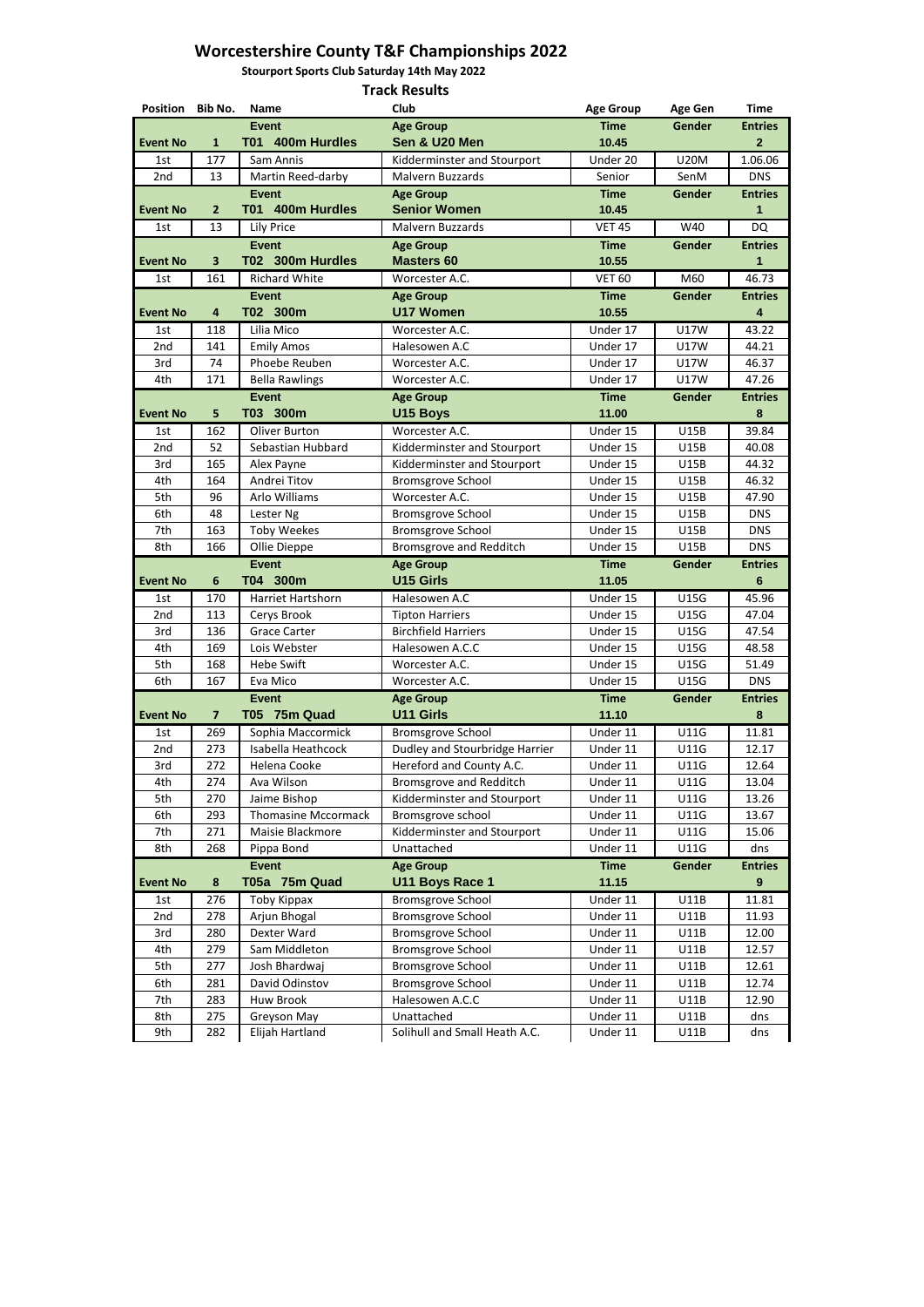# Worcestershire County T&F Championships 2022

**Stourport Sports Club Saturday 14th May 2022**

## Track Results

| Position | Bib No. | Name | Club | Age Group | Age Gen | Time |
|---|---|---|---|---|---|---|
| | | **Event** | **Age Group** | **Time** | **Gender** | **Entries** |
| **Event No** | **1** | **T01 400m Hurdles** | **Sen & U20 Men** | **10.45** | | **2** |
| 1st | 177 | Sam Annis | Kidderminster and Stourport | Under 20 | U20M | 1.06.06 |
| 2nd | 13 | Martin Reed-darby | Malvern Buzzards | Senior | SenM | DNS |
| | | **Event** | **Age Group** | **Time** | **Gender** | **Entries** |
| **Event No** | **2** | **T01 400m Hurdles** | **Senior Women** | **10.45** | | **1** |
| 1st | 13 | Lily Price | Malvern Buzzards | VET 45 | W40 | DQ |
| | | **Event** | **Age Group** | **Time** | **Gender** | **Entries** |
| **Event No** | **3** | **T02 300m Hurdles** | **Masters 60** | **10.55** | | **1** |
| 1st | 161 | Richard White | Worcester A.C. | VET 60 | M60 | 46.73 |
| | | **Event** | **Age Group** | **Time** | **Gender** | **Entries** |
| **Event No** | **4** | **T02 300m** | **U17 Women** | **10.55** | | **4** |
| 1st | 118 | Lilia Mico | Worcester A.C. | Under 17 | U17W | 43.22 |
| 2nd | 141 | Emily Amos | Halesowen A.C | Under 17 | U17W | 44.21 |
| 3rd | 74 | Phoebe Reuben | Worcester A.C. | Under 17 | U17W | 46.37 |
| 4th | 171 | Bella Rawlings | Worcester A.C. | Under 17 | U17W | 47.26 |
| | | **Event** | **Age Group** | **Time** | **Gender** | **Entries** |
| **Event No** | **5** | **T03 300m** | **U15 Boys** | **11.00** | | **8** |
| 1st | 162 | Oliver Burton | Worcester A.C. | Under 15 | U15B | 39.84 |
| 2nd | 52 | Sebastian Hubbard | Kidderminster and Stourport | Under 15 | U15B | 40.08 |
| 3rd | 165 | Alex Payne | Kidderminster and Stourport | Under 15 | U15B | 44.32 |
| 4th | 164 | Andrei Titov | Bromsgrove School | Under 15 | U15B | 46.32 |
| 5th | 96 | Arlo Williams | Worcester A.C. | Under 15 | U15B | 47.90 |
| 6th | 48 | Lester Ng | Bromsgrove School | Under 15 | U15B | DNS |
| 7th | 163 | Toby Weekes | Bromsgrove School | Under 15 | U15B | DNS |
| 8th | 166 | Ollie Dieppe | Bromsgrove and Redditch | Under 15 | U15B | DNS |
| | | **Event** | **Age Group** | **Time** | **Gender** | **Entries** |
| **Event No** | **6** | **T04 300m** | **U15 Girls** | **11.05** | | **6** |
| 1st | 170 | Harriet Hartshorn | Halesowen A.C | Under 15 | U15G | 45.96 |
| 2nd | 113 | Cerys Brook | Tipton Harriers | Under 15 | U15G | 47.04 |
| 3rd | 136 | Grace Carter | Birchfield Harriers | Under 15 | U15G | 47.54 |
| 4th | 169 | Lois Webster | Halesowen A.C.C | Under 15 | U15G | 48.58 |
| 5th | 168 | Hebe Swift | Worcester A.C. | Under 15 | U15G | 51.49 |
| 6th | 167 | Eva Mico | Worcester A.C. | Under 15 | U15G | DNS |
| | | **Event** | **Age Group** | **Time** | **Gender** | **Entries** |
| **Event No** | **7** | **T05 75m Quad** | **U11 Girls** | **11.10** | | **8** |
| 1st | 269 | Sophia Maccormick | Bromsgrove School | Under 11 | U11G | 11.81 |
| 2nd | 273 | Isabella Heathcock | Dudley and Stourbridge Harrier | Under 11 | U11G | 12.17 |
| 3rd | 272 | Helena Cooke | Hereford and County A.C. | Under 11 | U11G | 12.64 |
| 4th | 274 | Ava Wilson | Bromsgrove and Redditch | Under 11 | U11G | 13.04 |
| 5th | 270 | Jaime Bishop | Kidderminster and Stourport | Under 11 | U11G | 13.26 |
| 6th | 293 | Thomasine Mccormack | Bromsgrove school | Under 11 | U11G | 13.67 |
| 7th | 271 | Maisie Blackmore | Kidderminster and Stourport | Under 11 | U11G | 15.06 |
| 8th | 268 | Pippa Bond | Unattached | Under 11 | U11G | dns |
| | | **Event** | **Age Group** | **Time** | **Gender** | **Entries** |
| **Event No** | **8** | **T05a 75m Quad** | **U11 Boys Race 1** | **11.15** | | **9** |
| 1st | 276 | Toby Kippax | Bromsgrove School | Under 11 | U11B | 11.81 |
| 2nd | 278 | Arjun Bhogal | Bromsgrove School | Under 11 | U11B | 11.93 |
| 3rd | 280 | Dexter Ward | Bromsgrove School | Under 11 | U11B | 12.00 |
| 4th | 279 | Sam Middleton | Bromsgrove School | Under 11 | U11B | 12.57 |
| 5th | 277 | Josh Bhardwaj | Bromsgrove School | Under 11 | U11B | 12.61 |
| 6th | 281 | David Odinstov | Bromsgrove School | Under 11 | U11B | 12.74 |
| 7th | 283 | Huw Brook | Halesowen A.C.C | Under 11 | U11B | 12.90 |
| 8th | 275 | Greyson May | Unattached | Under 11 | U11B | dns |
| 9th | 282 | Elijah Hartland | Solihull and Small Heath A.C. | Under 11 | U11B | dns |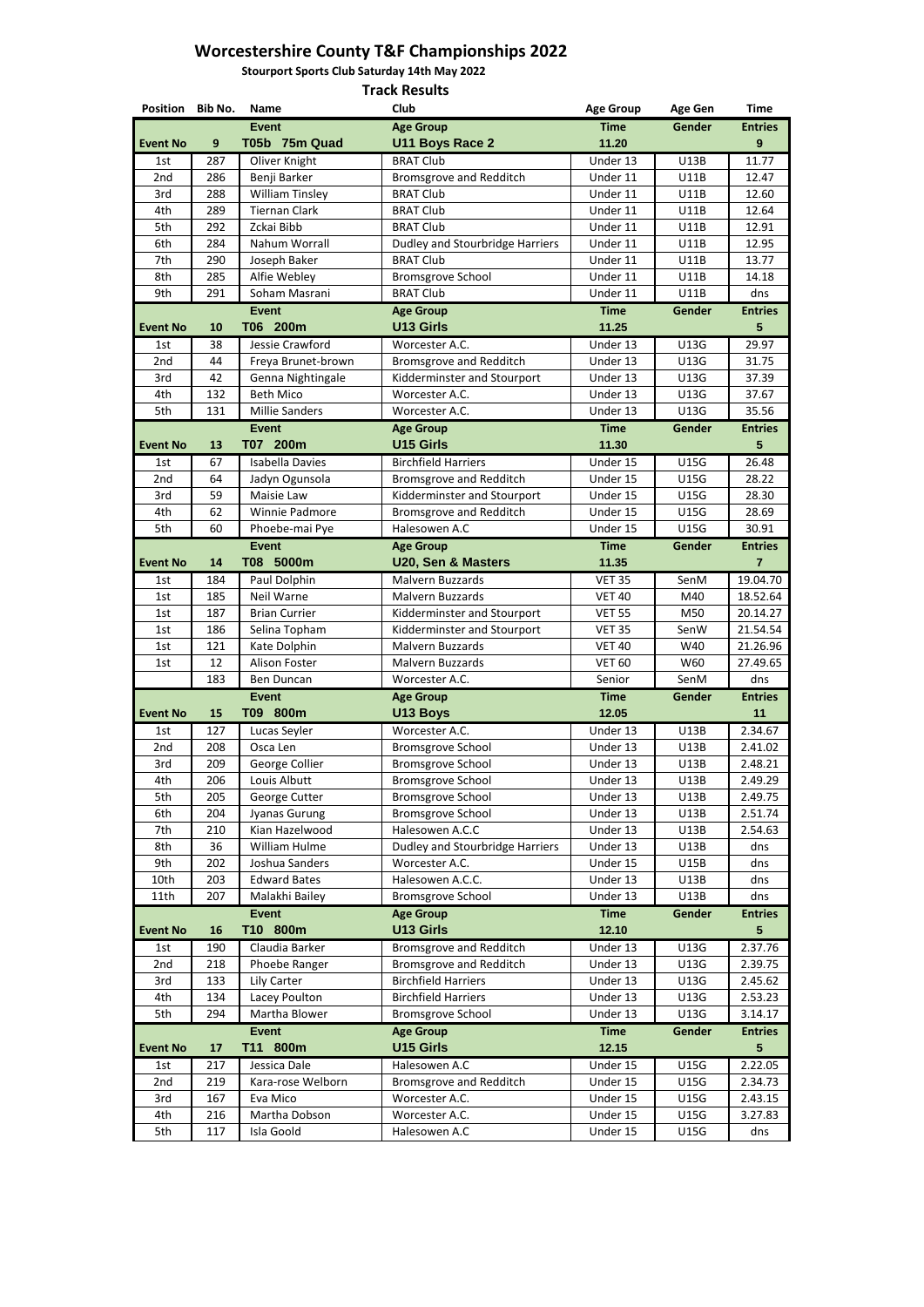# Worcestershire County T&F Championships 2022

**Stourport Sports Club Saturday 14th May 2022**

**Track Results**

| Position | Bib No. | Name | Club | Age Group | Age Gen | Time |
|---|---|---|---|---|---|---|
| | | **Event** | **Age Group** | **Time** | **Gender** | **Entries** |
| **Event No** | **9** | **T05b 75m Quad** | **U11 Boys Race 2** | **11.20** | | **9** |
| 1st | 287 | Oliver Knight | BRAT Club | Under 13 | U13B | 11.77 |
| 2nd | 286 | Benji Barker | Bromsgrove and Redditch | Under 11 | U11B | 12.47 |
| 3rd | 288 | William Tinsley | BRAT Club | Under 11 | U11B | 12.60 |
| 4th | 289 | Tiernan Clark | BRAT Club | Under 11 | U11B | 12.64 |
| 5th | 292 | Zckai Bibb | BRAT Club | Under 11 | U11B | 12.91 |
| 6th | 284 | Nahum Worrall | Dudley and Stourbridge Harriers | Under 11 | U11B | 12.95 |
| 7th | 290 | Joseph Baker | BRAT Club | Under 11 | U11B | 13.77 |
| 8th | 285 | Alfie Webley | Bromsgrove School | Under 11 | U11B | 14.18 |
| 9th | 291 | Soham Masrani | BRAT Club | Under 11 | U11B | dns |
| | | **Event** | **Age Group** | **Time** | **Gender** | **Entries** |
| **Event No** | **10** | **T06 200m** | **U13 Girls** | **11.25** | | **5** |
| 1st | 38 | Jessie Crawford | Worcester A.C. | Under 13 | U13G | 29.97 |
| 2nd | 44 | Freya Brunet-brown | Bromsgrove and Redditch | Under 13 | U13G | 31.75 |
| 3rd | 42 | Genna Nightingale | Kidderminster and Stourport | Under 13 | U13G | 37.39 |
| 4th | 132 | Beth Mico | Worcester A.C. | Under 13 | U13G | 37.67 |
| 5th | 131 | Millie Sanders | Worcester A.C. | Under 13 | U13G | 35.56 |
| | | **Event** | **Age Group** | **Time** | **Gender** | **Entries** |
| **Event No** | **13** | **T07 200m** | **U15 Girls** | **11.30** | | **5** |
| 1st | 67 | Isabella Davies | Birchfield Harriers | Under 15 | U15G | 26.48 |
| 2nd | 64 | Jadyn Ogunsola | Bromsgrove and Redditch | Under 15 | U15G | 28.22 |
| 3rd | 59 | Maisie Law | Kidderminster and Stourport | Under 15 | U15G | 28.30 |
| 4th | 62 | Winnie Padmore | Bromsgrove and Redditch | Under 15 | U15G | 28.69 |
| 5th | 60 | Phoebe-mai Pye | Halesowen A.C | Under 15 | U15G | 30.91 |
| | | **Event** | **Age Group** | **Time** | **Gender** | **Entries** |
| **Event No** | **14** | **T08 5000m** | **U20, Sen & Masters** | **11.35** | | **7** |
| 1st | 184 | Paul Dolphin | Malvern Buzzards | VET 35 | SenM | 19.04.70 |
| 1st | 185 | Neil Warne | Malvern Buzzards | VET 40 | M40 | 18.52.64 |
| 1st | 187 | Brian Currier | Kidderminster and Stourport | VET 55 | M50 | 20.14.27 |
| 1st | 186 | Selina Topham | Kidderminster and Stourport | VET 35 | SenW | 21.54.54 |
| 1st | 121 | Kate Dolphin | Malvern Buzzards | VET 40 | W40 | 21.26.96 |
| 1st | 12 | Alison Foster | Malvern Buzzards | VET 60 | W60 | 27.49.65 |
| | 183 | Ben Duncan | Worcester A.C. | Senior | SenM | dns |
| | | **Event** | **Age Group** | **Time** | **Gender** | **Entries** |
| **Event No** | **15** | **T09 800m** | **U13 Boys** | **12.05** | | **11** |
| 1st | 127 | Lucas Seyler | Worcester A.C. | Under 13 | U13B | 2.34.67 |
| 2nd | 208 | Osca Len | Bromsgrove School | Under 13 | U13B | 2.41.02 |
| 3rd | 209 | George Collier | Bromsgrove School | Under 13 | U13B | 2.48.21 |
| 4th | 206 | Louis Albutt | Bromsgrove School | Under 13 | U13B | 2.49.29 |
| 5th | 205 | George Cutter | Bromsgrove School | Under 13 | U13B | 2.49.75 |
| 6th | 204 | Jyanas Gurung | Bromsgrove School | Under 13 | U13B | 2.51.74 |
| 7th | 210 | Kian Hazelwood | Halesowen A.C.C | Under 13 | U13B | 2.54.63 |
| 8th | 36 | William Hulme | Dudley and Stourbridge Harriers | Under 13 | U13B | dns |
| 9th | 202 | Joshua Sanders | Worcester A.C. | Under 15 | U15B | dns |
| 10th | 203 | Edward Bates | Halesowen A.C.C. | Under 13 | U13B | dns |
| 11th | 207 | Malakhi Bailey | Bromsgrove School | Under 13 | U13B | dns |
| | | **Event** | **Age Group** | **Time** | **Gender** | **Entries** |
| **Event No** | **16** | **T10 800m** | **U13 Girls** | **12.10** | | **5** |
| 1st | 190 | Claudia Barker | Bromsgrove and Redditch | Under 13 | U13G | 2.37.76 |
| 2nd | 218 | Phoebe Ranger | Bromsgrove and Redditch | Under 13 | U13G | 2.39.75 |
| 3rd | 133 | Lily Carter | Birchfield Harriers | Under 13 | U13G | 2.45.62 |
| 4th | 134 | Lacey Poulton | Birchfield Harriers | Under 13 | U13G | 2.53.23 |
| 5th | 294 | Martha Blower | Bromsgrove School | Under 13 | U13G | 3.14.17 |
| | | **Event** | **Age Group** | **Time** | **Gender** | **Entries** |
| **Event No** | **17** | **T11 800m** | **U15 Girls** | **12.15** | | **5** |
| 1st | 217 | Jessica Dale | Halesowen A.C | Under 15 | U15G | 2.22.05 |
| 2nd | 219 | Kara-rose Welborn | Bromsgrove and Redditch | Under 15 | U15G | 2.34.73 |
| 3rd | 167 | Eva Mico | Worcester A.C. | Under 15 | U15G | 2.43.15 |
| 4th | 216 | Martha Dobson | Worcester A.C. | Under 15 | U15G | 3.27.83 |
| 5th | 117 | Isla Goold | Halesowen A.C | Under 15 | U15G | dns |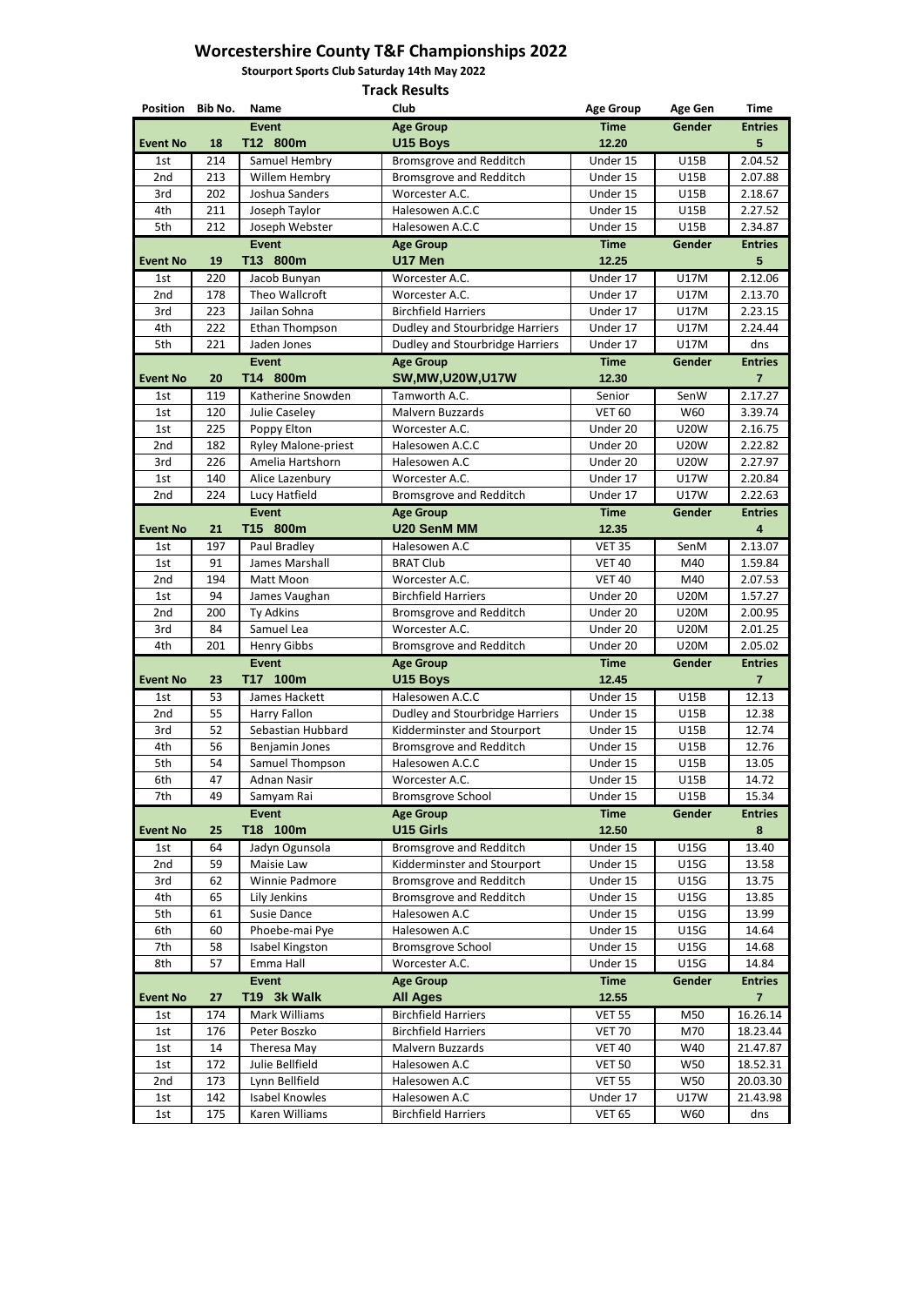# Worcestershire County T&F Championships 2022

**Stourport Sports Club Saturday 14th May 2022**

**Track Results**

| Position | Bib No. | Name | Club | Age Group | Age Gen | Time |
|---|---|---|---|---|---|---|
| | | **Event** | **Age Group** | **Time** | **Gender** | **Entries** |
| **Event No** | **18** | **T12 800m** | **U15 Boys** | **12.20** | | **5** |
| 1st | 214 | Samuel Hembry | Bromsgrove and Redditch | Under 15 | U15B | 2.04.52 |
| 2nd | 213 | Willem Hembry | Bromsgrove and Redditch | Under 15 | U15B | 2.07.88 |
| 3rd | 202 | Joshua Sanders | Worcester A.C. | Under 15 | U15B | 2.18.67 |
| 4th | 211 | Joseph Taylor | Halesowen A.C.C | Under 15 | U15B | 2.27.52 |
| 5th | 212 | Joseph Webster | Halesowen A.C.C | Under 15 | U15B | 2.34.87 |
| | | **Event** | **Age Group** | **Time** | **Gender** | **Entries** |
| **Event No** | **19** | **T13 800m** | **U17 Men** | **12.25** | | **5** |
| 1st | 220 | Jacob Bunyan | Worcester A.C. | Under 17 | U17M | 2.12.06 |
| 2nd | 178 | Theo Wallcroft | Worcester A.C. | Under 17 | U17M | 2.13.70 |
| 3rd | 223 | Jailan Sohna | Birchfield Harriers | Under 17 | U17M | 2.23.15 |
| 4th | 222 | Ethan Thompson | Dudley and Stourbridge Harriers | Under 17 | U17M | 2.24.44 |
| 5th | 221 | Jaden Jones | Dudley and Stourbridge Harriers | Under 17 | U17M | dns |
| | | **Event** | **Age Group** | **Time** | **Gender** | **Entries** |
| **Event No** | **20** | **T14 800m** | **SW,MW,U20W,U17W** | **12.30** | | **7** |
| 1st | 119 | Katherine Snowden | Tamworth A.C. | Senior | SenW | 2.17.27 |
| 1st | 120 | Julie Caseley | Malvern Buzzards | VET 60 | W60 | 3.39.74 |
| 1st | 225 | Poppy Elton | Worcester A.C. | Under 20 | U20W | 2.16.75 |
| 2nd | 182 | Ryley Malone-priest | Halesowen A.C.C | Under 20 | U20W | 2.22.82 |
| 3rd | 226 | Amelia Hartshorn | Halesowen A.C | Under 20 | U20W | 2.27.97 |
| 1st | 140 | Alice Lazenbury | Worcester A.C. | Under 17 | U17W | 2.20.84 |
| 2nd | 224 | Lucy Hatfield | Bromsgrove and Redditch | Under 17 | U17W | 2.22.63 |
| | | **Event** | **Age Group** | **Time** | **Gender** | **Entries** |
| **Event No** | **21** | **T15 800m** | **U20 SenM MM** | **12.35** | | **4** |
| 1st | 197 | Paul Bradley | Halesowen A.C | VET 35 | SenM | 2.13.07 |
| 1st | 91 | James Marshall | BRAT Club | VET 40 | M40 | 1.59.84 |
| 2nd | 194 | Matt Moon | Worcester A.C. | VET 40 | M40 | 2.07.53 |
| 1st | 94 | James Vaughan | Birchfield Harriers | Under 20 | U20M | 1.57.27 |
| 2nd | 200 | Ty Adkins | Bromsgrove and Redditch | Under 20 | U20M | 2.00.95 |
| 3rd | 84 | Samuel Lea | Worcester A.C. | Under 20 | U20M | 2.01.25 |
| 4th | 201 | Henry Gibbs | Bromsgrove and Redditch | Under 20 | U20M | 2.05.02 |
| | | **Event** | **Age Group** | **Time** | **Gender** | **Entries** |
| **Event No** | **23** | **T17 100m** | **U15 Boys** | **12.45** | | **7** |
| 1st | 53 | James Hackett | Halesowen A.C.C | Under 15 | U15B | 12.13 |
| 2nd | 55 | Harry Fallon | Dudley and Stourbridge Harriers | Under 15 | U15B | 12.38 |
| 3rd | 52 | Sebastian Hubbard | Kidderminster and Stourport | Under 15 | U15B | 12.74 |
| 4th | 56 | Benjamin Jones | Bromsgrove and Redditch | Under 15 | U15B | 12.76 |
| 5th | 54 | Samuel Thompson | Halesowen A.C.C | Under 15 | U15B | 13.05 |
| 6th | 47 | Adnan Nasir | Worcester A.C. | Under 15 | U15B | 14.72 |
| 7th | 49 | Samyam Rai | Bromsgrove School | Under 15 | U15B | 15.34 |
| | | **Event** | **Age Group** | **Time** | **Gender** | **Entries** |
| **Event No** | **25** | **T18 100m** | **U15 Girls** | **12.50** | | **8** |
| 1st | 64 | Jadyn Ogunsola | Bromsgrove and Redditch | Under 15 | U15G | 13.40 |
| 2nd | 59 | Maisie Law | Kidderminster and Stourport | Under 15 | U15G | 13.58 |
| 3rd | 62 | Winnie Padmore | Bromsgrove and Redditch | Under 15 | U15G | 13.75 |
| 4th | 65 | Lily Jenkins | Bromsgrove and Redditch | Under 15 | U15G | 13.85 |
| 5th | 61 | Susie Dance | Halesowen A.C | Under 15 | U15G | 13.99 |
| 6th | 60 | Phoebe-mai Pye | Halesowen A.C | Under 15 | U15G | 14.64 |
| 7th | 58 | Isabel Kingston | Bromsgrove School | Under 15 | U15G | 14.68 |
| 8th | 57 | Emma Hall | Worcester A.C. | Under 15 | U15G | 14.84 |
| | | **Event** | **Age Group** | **Time** | **Gender** | **Entries** |
| **Event No** | **27** | **T19 3k Walk** | **All Ages** | **12.55** | | **7** |
| 1st | 174 | Mark Williams | Birchfield Harriers | VET 55 | M50 | 16.26.14 |
| 1st | 176 | Peter Boszko | Birchfield Harriers | VET 70 | M70 | 18.23.44 |
| 1st | 14 | Theresa May | Malvern Buzzards | VET 40 | W40 | 21.47.87 |
| 1st | 172 | Julie Bellfield | Halesowen A.C | VET 50 | W50 | 18.52.31 |
| 2nd | 173 | Lynn Bellfield | Halesowen A.C | VET 55 | W50 | 20.03.30 |
| 1st | 142 | Isabel Knowles | Halesowen A.C | Under 17 | U17W | 21.43.98 |
| 1st | 175 | Karen Williams | Birchfield Harriers | VET 65 | W60 | dns |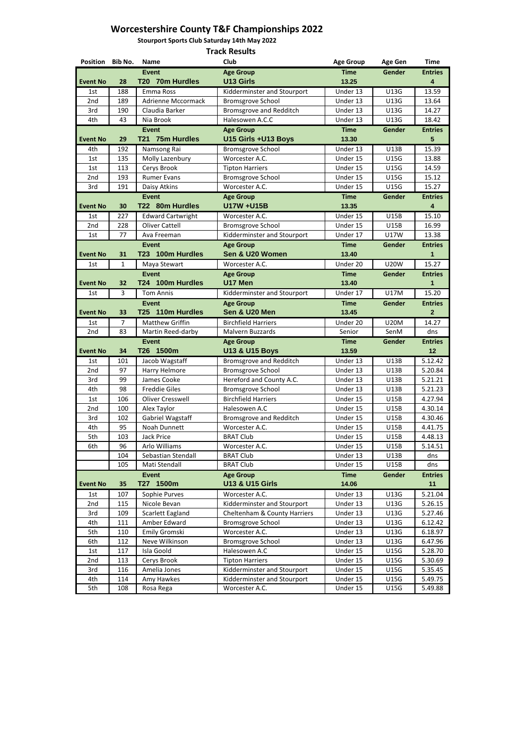# Worcestershire County T&F Championships 2022

**Stourport Sports Club Saturday 14th May 2022**

**Track Results**

| Position | Bib No. | Name | Club | Age Group | Age Gen | Time |
|---|---|---|---|---|---|---|
| | | **Event** | **Age Group** | **Time** | **Gender** | **Entries** |
| **Event No** | **28** | **T20 70m Hurdles** | **U13 Girls** | **13.25** | | **4** |
| 1st | 188 | Emma Ross | Kidderminster and Stourport | Under 13 | U13G | 13.59 |
| 2nd | 189 | Adrienne Mccormack | Bromsgrove School | Under 13 | U13G | 13.64 |
| 3rd | 190 | Claudia Barker | Bromsgrove and Redditch | Under 13 | U13G | 14.27 |
| 4th | 43 | Nia Brook | Halesowen A.C.C | Under 13 | U13G | 18.42 |
| | | **Event** | **Age Group** | **Time** | **Gender** | **Entries** |
| **Event No** | **29** | **T21 75m Hurdles** | **U15 Girls +U13 Boys** | **13.30** | | **5** |
| 4th | 192 | Namsong Rai | Bromsgrove School | Under 13 | U13B | 15.39 |
| 1st | 135 | Molly Lazenbury | Worcester A.C. | Under 15 | U15G | 13.88 |
| 1st | 113 | Cerys Brook | Tipton Harriers | Under 15 | U15G | 14.59 |
| 2nd | 193 | Rumer Evans | Bromsgrove School | Under 15 | U15G | 15.12 |
| 3rd | 191 | Daisy Atkins | Worcester A.C. | Under 15 | U15G | 15.27 |
| | | **Event** | **Age Group** | **Time** | **Gender** | **Entries** |
| **Event No** | **30** | **T22 80m Hurdles** | **U17W +U15B** | **13.35** | | **4** |
| 1st | 227 | Edward Cartwright | Worcester A.C. | Under 15 | U15B | 15.10 |
| 2nd | 228 | Oliver Cattell | Bromsgrove School | Under 15 | U15B | 16.99 |
| 1st | 77 | Ava Freeman | Kidderminster and Stourport | Under 17 | U17W | 13.38 |
| | | **Event** | **Age Group** | **Time** | **Gender** | **Entries** |
| **Event No** | **31** | **T23 100m Hurdles** | **Sen & U20 Women** | **13.40** | | **1** |
| 1st | 1 | Maya Stewart | Worcester A.C. | Under 20 | U20W | 15.27 |
| | | **Event** | **Age Group** | **Time** | **Gender** | **Entries** |
| **Event No** | **32** | **T24 100m Hurdles** | **U17 Men** | **13.40** | | **1** |
| 1st | 3 | Tom Annis | Kidderminster and Stourport | Under 17 | U17M | 15.20 |
| | | **Event** | **Age Group** | **Time** | **Gender** | **Entries** |
| **Event No** | **33** | **T25 110m Hurdles** | **Sen & U20 Men** | **13.45** | | **2** |
| 1st | 7 | Matthew Griffin | Birchfield Harriers | Under 20 | U20M | 14.27 |
| 2nd | 83 | Martin Reed-darby | Malvern Buzzards | Senior | SenM | dns |
| | | **Event** | **Age Group** | **Time** | **Gender** | **Entries** |
| **Event No** | **34** | **T26 1500m** | **U13 & U15 Boys** | **13.59** | | **12** |
| 1st | 101 | Jacob Wagstaff | Bromsgrove and Redditch | Under 13 | U13B | 5.12.42 |
| 2nd | 97 | Harry Helmore | Bromsgrove School | Under 13 | U13B | 5.20.84 |
| 3rd | 99 | James Cooke | Hereford and County A.C. | Under 13 | U13B | 5.21.21 |
| 4th | 98 | Freddie Giles | Bromsgrove School | Under 13 | U13B | 5.21.23 |
| 1st | 106 | Oliver Cresswell | Birchfield Harriers | Under 15 | U15B | 4.27.94 |
| 2nd | 100 | Alex Taylor | Halesowen A.C | Under 15 | U15B | 4.30.14 |
| 3rd | 102 | Gabriel Wagstaff | Bromsgrove and Redditch | Under 15 | U15B | 4.30.46 |
| 4th | 95 | Noah Dunnett | Worcester A.C. | Under 15 | U15B | 4.41.75 |
| 5th | 103 | Jack Price | BRAT Club | Under 15 | U15B | 4.48.13 |
| 6th | 96 | Arlo Williams | Worcester A.C. | Under 15 | U15B | 5.14.51 |
| | 104 | Sebastian Stendall | BRAT Club | Under 13 | U13B | dns |
| | 105 | Mati Stendall | BRAT Club | Under 15 | U15B | dns |
| | | **Event** | **Age Group** | **Time** | **Gender** | **Entries** |
| **Event No** | **35** | **T27 1500m** | **U13 & U15 Girls** | **14.06** | | **11** |
| 1st | 107 | Sophie Purves | Worcester A.C. | Under 13 | U13G | 5.21.04 |
| 2nd | 115 | Nicole Bevan | Kidderminster and Stourport | Under 13 | U13G | 5.26.15 |
| 3rd | 109 | Scarlett Eagland | Cheltenham & County Harriers | Under 13 | U13G | 5.27.46 |
| 4th | 111 | Amber Edward | Bromsgrove School | Under 13 | U13G | 6.12.42 |
| 5th | 110 | Emily Gromski | Worcester A.C. | Under 13 | U13G | 6.18.97 |
| 6th | 112 | Neve Wilkinson | Bromsgrove School | Under 13 | U13G | 6.47.96 |
| 1st | 117 | Isla Goold | Halesowen A.C | Under 15 | U15G | 5.28.70 |
| 2nd | 113 | Cerys Brook | Tipton Harriers | Under 15 | U15G | 5.30.69 |
| 3rd | 116 | Amelia Jones | Kidderminster and Stourport | Under 15 | U15G | 5.35.45 |
| 4th | 114 | Amy Hawkes | Kidderminster and Stourport | Under 15 | U15G | 5.49.75 |
| 5th | 108 | Rosa Rega | Worcester A.C. | Under 15 | U15G | 5.49.88 |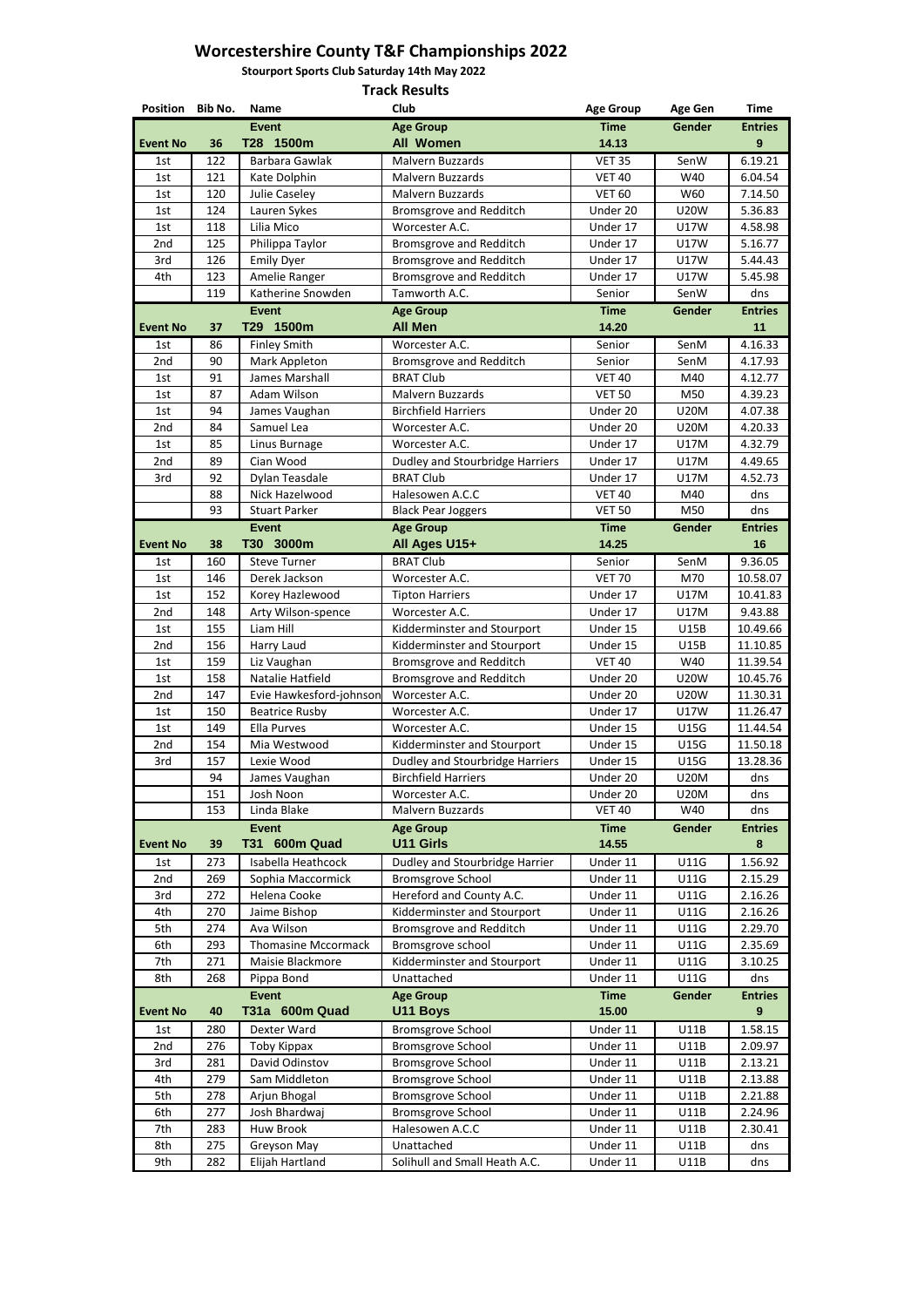# Worcestershire County T&F Championships 2022

**Stourport Sports Club Saturday 14th May 2022**

**Track Results**

| Position | Bib No. | Name | Club | Age Group | Age Gen | Time |
|---|---|---|---|---|---|---|
| | | **Event** | **Age Group** | **Time** | **Gender** | **Entries** |
| **Event No** | **36** | **T28 1500m** | **All Women** | **14.13** | | **9** |
| 1st | 122 | Barbara Gawlak | Malvern Buzzards | VET 35 | SenW | 6.19.21 |
| 1st | 121 | Kate Dolphin | Malvern Buzzards | VET 40 | W40 | 6.04.54 |
| 1st | 120 | Julie Caseley | Malvern Buzzards | VET 60 | W60 | 7.14.50 |
| 1st | 124 | Lauren Sykes | Bromsgrove and Redditch | Under 20 | U20W | 5.36.83 |
| 1st | 118 | Lilia Mico | Worcester A.C. | Under 17 | U17W | 4.58.98 |
| 2nd | 125 | Philippa Taylor | Bromsgrove and Redditch | Under 17 | U17W | 5.16.77 |
| 3rd | 126 | Emily Dyer | Bromsgrove and Redditch | Under 17 | U17W | 5.44.43 |
| 4th | 123 | Amelie Ranger | Bromsgrove and Redditch | Under 17 | U17W | 5.45.98 |
| | 119 | Katherine Snowden | Tamworth A.C. | Senior | SenW | dns |
| | | **Event** | **Age Group** | **Time** | **Gender** | **Entries** |
| **Event No** | **37** | **T29 1500m** | **All Men** | **14.20** | | **11** |
| 1st | 86 | Finley Smith | Worcester A.C. | Senior | SenM | 4.16.33 |
| 2nd | 90 | Mark Appleton | Bromsgrove and Redditch | Senior | SenM | 4.17.93 |
| 1st | 91 | James Marshall | BRAT Club | VET 40 | M40 | 4.12.77 |
| 1st | 87 | Adam Wilson | Malvern Buzzards | VET 50 | M50 | 4.39.23 |
| 1st | 94 | James Vaughan | Birchfield Harriers | Under 20 | U20M | 4.07.38 |
| 2nd | 84 | Samuel Lea | Worcester A.C. | Under 20 | U20M | 4.20.33 |
| 1st | 85 | Linus Burnage | Worcester A.C. | Under 17 | U17M | 4.32.79 |
| 2nd | 89 | Cian Wood | Dudley and Stourbridge Harriers | Under 17 | U17M | 4.49.65 |
| 3rd | 92 | Dylan Teasdale | BRAT Club | Under 17 | U17M | 4.52.73 |
| | 88 | Nick Hazelwood | Halesowen A.C.C | VET 40 | M40 | dns |
| | 93 | Stuart Parker | Black Pear Joggers | VET 50 | M50 | dns |
| | | **Event** | **Age Group** | **Time** | **Gender** | **Entries** |
| **Event No** | **38** | **T30 3000m** | **All Ages U15+** | **14.25** | | **16** |
| 1st | 160 | Steve Turner | BRAT Club | Senior | SenM | 9.36.05 |
| 1st | 146 | Derek Jackson | Worcester A.C. | VET 70 | M70 | 10.58.07 |
| 1st | 152 | Korey Hazlewood | Tipton Harriers | Under 17 | U17M | 10.41.83 |
| 2nd | 148 | Arty Wilson-spence | Worcester A.C. | Under 17 | U17M | 9.43.88 |
| 1st | 155 | Liam Hill | Kidderminster and Stourport | Under 15 | U15B | 10.49.66 |
| 2nd | 156 | Harry Laud | Kidderminster and Stourport | Under 15 | U15B | 11.10.85 |
| 1st | 159 | Liz Vaughan | Bromsgrove and Redditch | VET 40 | W40 | 11.39.54 |
| 1st | 158 | Natalie Hatfield | Bromsgrove and Redditch | Under 20 | U20W | 10.45.76 |
| 2nd | 147 | Evie Hawkesford-johnson | Worcester A.C. | Under 20 | U20W | 11.30.31 |
| 1st | 150 | Beatrice Rusby | Worcester A.C. | Under 17 | U17W | 11.26.47 |
| 1st | 149 | Ella Purves | Worcester A.C. | Under 15 | U15G | 11.44.54 |
| 2nd | 154 | Mia Westwood | Kidderminster and Stourport | Under 15 | U15G | 11.50.18 |
| 3rd | 157 | Lexie Wood | Dudley and Stourbridge Harriers | Under 15 | U15G | 13.28.36 |
| | 94 | James Vaughan | Birchfield Harriers | Under 20 | U20M | dns |
| | 151 | Josh Noon | Worcester A.C. | Under 20 | U20M | dns |
| | 153 | Linda Blake | Malvern Buzzards | VET 40 | W40 | dns |
| | | **Event** | **Age Group** | **Time** | **Gender** | **Entries** |
| **Event No** | **39** | **T31 600m Quad** | **U11 Girls** | **14.55** | | **8** |
| 1st | 273 | Isabella Heathcock | Dudley and Stourbridge Harrier | Under 11 | U11G | 1.56.92 |
| 2nd | 269 | Sophia Maccormick | Bromsgrove School | Under 11 | U11G | 2.15.29 |
| 3rd | 272 | Helena Cooke | Hereford and County A.C. | Under 11 | U11G | 2.16.26 |
| 4th | 270 | Jaime Bishop | Kidderminster and Stourport | Under 11 | U11G | 2.16.26 |
| 5th | 274 | Ava Wilson | Bromsgrove and Redditch | Under 11 | U11G | 2.29.70 |
| 6th | 293 | Thomasine Mccormack | Bromsgrove school | Under 11 | U11G | 2.35.69 |
| 7th | 271 | Maisie Blackmore | Kidderminster and Stourport | Under 11 | U11G | 3.10.25 |
| 8th | 268 | Pippa Bond | Unattached | Under 11 | U11G | dns |
| | | **Event** | **Age Group** | **Time** | **Gender** | **Entries** |
| **Event No** | **40** | **T31a 600m Quad** | **U11 Boys** | **15.00** | | **9** |
| 1st | 280 | Dexter Ward | Bromsgrove School | Under 11 | U11B | 1.58.15 |
| 2nd | 276 | Toby Kippax | Bromsgrove School | Under 11 | U11B | 2.09.97 |
| 3rd | 281 | David Odinstov | Bromsgrove School | Under 11 | U11B | 2.13.21 |
| 4th | 279 | Sam Middleton | Bromsgrove School | Under 11 | U11B | 2.13.88 |
| 5th | 278 | Arjun Bhogal | Bromsgrove School | Under 11 | U11B | 2.21.88 |
| 6th | 277 | Josh Bhardwaj | Bromsgrove School | Under 11 | U11B | 2.24.96 |
| 7th | 283 | Huw Brook | Halesowen A.C.C | Under 11 | U11B | 2.30.41 |
| 8th | 275 | Greyson May | Unattached | Under 11 | U11B | dns |
| 9th | 282 | Elijah Hartland | Solihull and Small Heath A.C. | Under 11 | U11B | dns |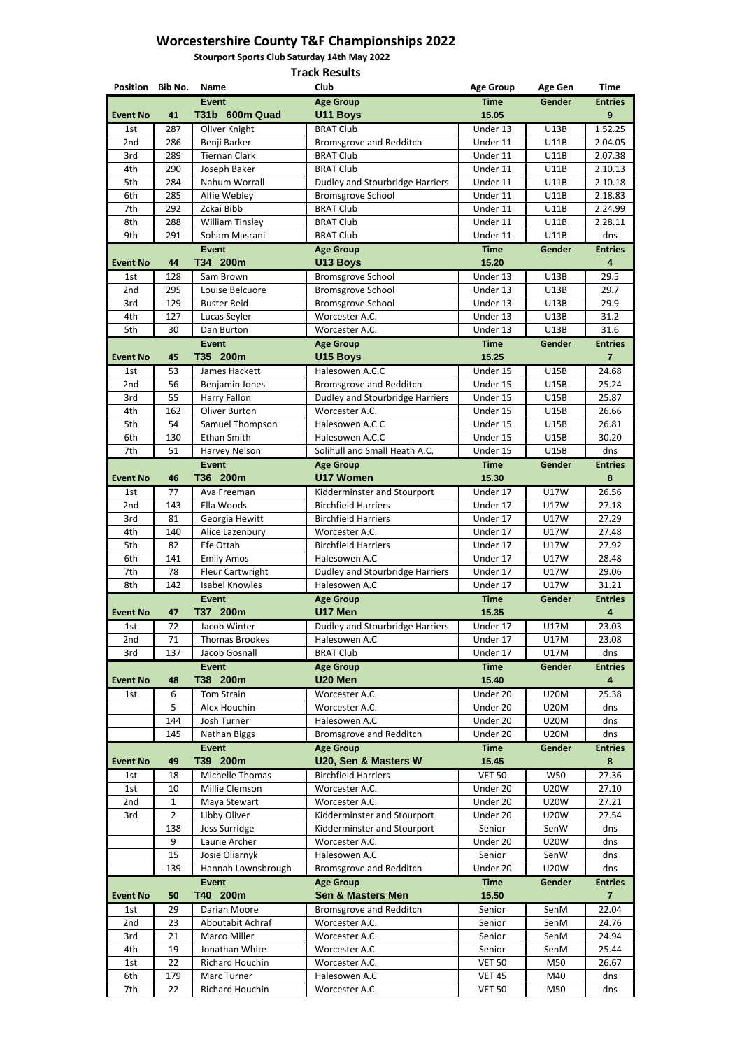# Worcestershire County T&F Championships 2022

**Stourport Sports Club Saturday 14th May 2022**

**Track Results**

| Position | Bib No. | Name | Club | Age Group | Age Gen | Time |
|---|---|---|---|---|---|---|
| | | **Event** | **Age Group** | **Time** | **Gender** | **Entries** |
| **Event No** | **41** | **T31b 600m Quad** | **U11 Boys** | **15.05** | | **9** |
| 1st | 287 | Oliver Knight | BRAT Club | Under 13 | U13B | 1.52.25 |
| 2nd | 286 | Benji Barker | Bromsgrove and Redditch | Under 11 | U11B | 2.04.05 |
| 3rd | 289 | Tiernan Clark | BRAT Club | Under 11 | U11B | 2.07.38 |
| 4th | 290 | Joseph Baker | BRAT Club | Under 11 | U11B | 2.10.13 |
| 5th | 284 | Nahum Worrall | Dudley and Stourbridge Harriers | Under 11 | U11B | 2.10.18 |
| 6th | 285 | Alfie Webley | Bromsgrove School | Under 11 | U11B | 2.18.83 |
| 7th | 292 | Zckai Bibb | BRAT Club | Under 11 | U11B | 2.24.99 |
| 8th | 288 | William Tinsley | BRAT Club | Under 11 | U11B | 2.28.11 |
| 9th | 291 | Soham Masrani | BRAT Club | Under 11 | U11B | dns |
| | | **Event** | **Age Group** | **Time** | **Gender** | **Entries** |
| **Event No** | **44** | **T34 200m** | **U13 Boys** | **15.20** | | **4** |
| 1st | 128 | Sam Brown | Bromsgrove School | Under 13 | U13B | 29.5 |
| 2nd | 295 | Louise Belcuore | Bromsgrove School | Under 13 | U13B | 29.7 |
| 3rd | 129 | Buster Reid | Bromsgrove School | Under 13 | U13B | 29.9 |
| 4th | 127 | Lucas Seyler | Worcester A.C. | Under 13 | U13B | 31.2 |
| 5th | 30 | Dan Burton | Worcester A.C. | Under 13 | U13B | 31.6 |
| | | **Event** | **Age Group** | **Time** | **Gender** | **Entries** |
| **Event No** | **45** | **T35 200m** | **U15 Boys** | **15.25** | | **7** |
| 1st | 53 | James Hackett | Halesowen A.C.C | Under 15 | U15B | 24.68 |
| 2nd | 56 | Benjamin Jones | Bromsgrove and Redditch | Under 15 | U15B | 25.24 |
| 3rd | 55 | Harry Fallon | Dudley and Stourbridge Harriers | Under 15 | U15B | 25.87 |
| 4th | 162 | Oliver Burton | Worcester A.C. | Under 15 | U15B | 26.66 |
| 5th | 54 | Samuel Thompson | Halesowen A.C.C | Under 15 | U15B | 26.81 |
| 6th | 130 | Ethan Smith | Halesowen A.C.C | Under 15 | U15B | 30.20 |
| 7th | 51 | Harvey Nelson | Solihull and Small Heath A.C. | Under 15 | U15B | dns |
| | | **Event** | **Age Group** | **Time** | **Gender** | **Entries** |
| **Event No** | **46** | **T36 200m** | **U17 Women** | **15.30** | | **8** |
| 1st | 77 | Ava Freeman | Kidderminster and Stourport | Under 17 | U17W | 26.56 |
| 2nd | 143 | Ella Woods | Birchfield Harriers | Under 17 | U17W | 27.18 |
| 3rd | 81 | Georgia Hewitt | Birchfield Harriers | Under 17 | U17W | 27.29 |
| 4th | 140 | Alice Lazenbury | Worcester A.C. | Under 17 | U17W | 27.48 |
| 5th | 82 | Efe Ottah | Birchfield Harriers | Under 17 | U17W | 27.92 |
| 6th | 141 | Emily Amos | Halesowen A.C | Under 17 | U17W | 28.48 |
| 7th | 78 | Fleur Cartwright | Dudley and Stourbridge Harriers | Under 17 | U17W | 29.06 |
| 8th | 142 | Isabel Knowles | Halesowen A.C | Under 17 | U17W | 31.21 |
| | | **Event** | **Age Group** | **Time** | **Gender** | **Entries** |
| **Event No** | **47** | **T37 200m** | **U17 Men** | **15.35** | | **4** |
| 1st | 72 | Jacob Winter | Dudley and Stourbridge Harriers | Under 17 | U17M | 23.03 |
| 2nd | 71 | Thomas Brookes | Halesowen A.C | Under 17 | U17M | 23.08 |
| 3rd | 137 | Jacob Gosnall | BRAT Club | Under 17 | U17M | dns |
| | | **Event** | **Age Group** | **Time** | **Gender** | **Entries** |
| **Event No** | **48** | **T38 200m** | **U20 Men** | **15.40** | | **4** |
| 1st | 6 | Tom Strain | Worcester A.C. | Under 20 | U20M | 25.38 |
| | 5 | Alex Houchin | Worcester A.C. | Under 20 | U20M | dns |
| | 144 | Josh Turner | Halesowen A.C | Under 20 | U20M | dns |
| | 145 | Nathan Biggs | Bromsgrove and Redditch | Under 20 | U20M | dns |
| | | **Event** | **Age Group** | **Time** | **Gender** | **Entries** |
| **Event No** | **49** | **T39 200m** | **U20, Sen & Masters W** | **15.45** | | **8** |
| 1st | 18 | Michelle Thomas | Birchfield Harriers | VET 50 | W50 | 27.36 |
| 1st | 10 | Millie Clemson | Worcester A.C. | Under 20 | U20W | 27.10 |
| 2nd | 1 | Maya Stewart | Worcester A.C. | Under 20 | U20W | 27.21 |
| 3rd | 2 | Libby Oliver | Kidderminster and Stourport | Under 20 | U20W | 27.54 |
| | 138 | Jess Surridge | Kidderminster and Stourport | Senior | SenW | dns |
| | 9 | Laurie Archer | Worcester A.C. | Under 20 | U20W | dns |
| | 15 | Josie Oliarnyk | Halesowen A.C | Senior | SenW | dns |
| | 139 | Hannah Lownsbrough | Bromsgrove and Redditch | Under 20 | U20W | dns |
| | | **Event** | **Age Group** | **Time** | **Gender** | **Entries** |
| **Event No** | **50** | **T40 200m** | **Sen & Masters Men** | **15.50** | | **7** |
| 1st | 29 | Darian Moore | Bromsgrove and Redditch | Senior | SenM | 22.04 |
| 2nd | 23 | Aboutabit Achraf | Worcester A.C. | Senior | SenM | 24.76 |
| 3rd | 21 | Marco Miller | Worcester A.C. | Senior | SenM | 24.94 |
| 4th | 19 | Jonathan White | Worcester A.C. | Senior | SenM | 25.44 |
| 1st | 22 | Richard Houchin | Worcester A.C. | VET 50 | M50 | 26.67 |
| 6th | 179 | Marc Turner | Halesowen A.C | VET 45 | M40 | dns |
| 7th | 22 | Richard Houchin | Worcester A.C. | VET 50 | M50 | dns |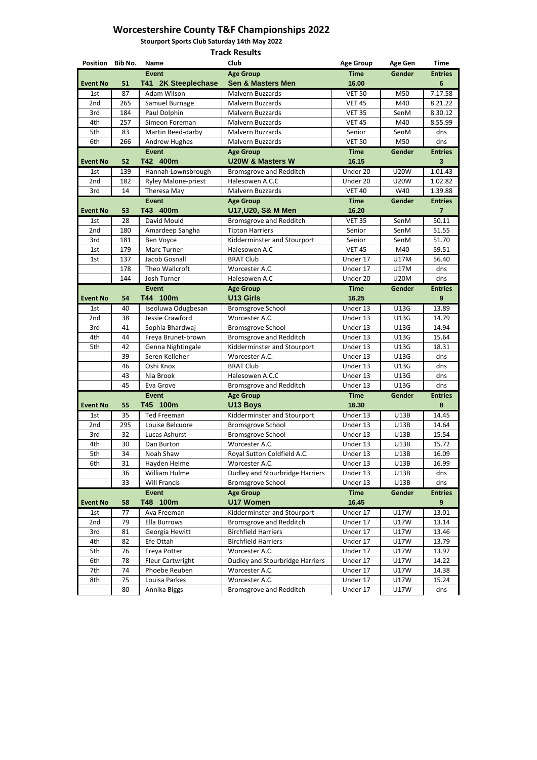# Worcestershire County T&F Championships 2022

**Stourport Sports Club Saturday 14th May 2022**

**Track Results**

| Position | Bib No. | Name | Club | Age Group | Age Gen | Time |
|---|---|---|---|---|---|---|
| | | **Event** | **Age Group** | **Time** | **Gender** | **Entries** |
| **Event No** | **51** | **T41 2K Steeplechase** | **Sen & Masters Men** | **16.00** | | **6** |
| 1st | 87 | Adam Wilson | Malvern Buzzards | VET 50 | M50 | 7.17.58 |
| 2nd | 265 | Samuel Burnage | Malvern Buzzards | VET 45 | M40 | 8.21.22 |
| 3rd | 184 | Paul Dolphin | Malvern Buzzards | VET 35 | SenM | 8.30.12 |
| 4th | 257 | Simeon Foreman | Malvern Buzzards | VET 45 | M40 | 8.55.99 |
| 5th | 83 | Martin Reed-darby | Malvern Buzzards | Senior | SenM | dns |
| 6th | 266 | Andrew Hughes | Malvern Buzzards | VET 50 | M50 | dns |
| | | **Event** | **Age Group** | **Time** | **Gender** | **Entries** |
| **Event No** | **52** | **T42 400m** | **U20W & Masters W** | **16.15** | | **3** |
| 1st | 139 | Hannah Lownsbrough | Bromsgrove and Redditch | Under 20 | U20W | 1.01.43 |
| 2nd | 182 | Ryley Malone-priest | Halesowen A.C.C | Under 20 | U20W | 1.02.82 |
| 3rd | 14 | Theresa May | Malvern Buzzards | VET 40 | W40 | 1.39.88 |
| | | **Event** | **Age Group** | **Time** | **Gender** | **Entries** |
| **Event No** | **53** | **T43 400m** | **U17,U20, S& M Men** | **16.20** | | **7** |
| 1st | 28 | David Mould | Bromsgrove and Redditch | VET 35 | SenM | 50.11 |
| 2nd | 180 | Amardeep Sangha | Tipton Harriers | Senior | SenM | 51.55 |
| 3rd | 181 | Ben Voyce | Kidderminster and Stourport | Senior | SenM | 51.70 |
| 1st | 179 | Marc Turner | Halesowen A.C | VET 45 | M40 | 59.51 |
| 1st | 137 | Jacob Gosnall | BRAT Club | Under 17 | U17M | 56.40 |
| | 178 | Theo Wallcroft | Worcester A.C. | Under 17 | U17M | dns |
| | 144 | Josh Turner | Halesowen A.C | Under 20 | U20M | dns |
| | | **Event** | **Age Group** | **Time** | **Gender** | **Entries** |
| **Event No** | **54** | **T44 100m** | **U13 Girls** | **16.25** | | **9** |
| 1st | 40 | Iseoluwa Odugbesan | Bromsgrove School | Under 13 | U13G | 13.89 |
| 2nd | 38 | Jessie Crawford | Worcester A.C. | Under 13 | U13G | 14.79 |
| 3rd | 41 | Sophia Bhardwaj | Bromsgrove School | Under 13 | U13G | 14.94 |
| 4th | 44 | Freya Brunet-brown | Bromsgrove and Redditch | Under 13 | U13G | 15.64 |
| 5th | 42 | Genna Nightingale | Kidderminster and Stourport | Under 13 | U13G | 18.31 |
| | 39 | Seren Kelleher | Worcester A.C. | Under 13 | U13G | dns |
| | 46 | Oshi Knox | BRAT Club | Under 13 | U13G | dns |
| | 43 | Nia Brook | Halesowen A.C.C | Under 13 | U13G | dns |
| | 45 | Eva Grove | Bromsgrove and Redditch | Under 13 | U13G | dns |
| | | **Event** | **Age Group** | **Time** | **Gender** | **Entries** |
| **Event No** | **55** | **T45 100m** | **U13 Boys** | **16.30** | | **8** |
| 1st | 35 | Ted Freeman | Kidderminster and Stourport | Under 13 | U13B | 14.45 |
| 2nd | 295 | Louise Belcuore | Bromsgrove School | Under 13 | U13B | 14.64 |
| 3rd | 32 | Lucas Ashurst | Bromsgrove School | Under 13 | U13B | 15.54 |
| 4th | 30 | Dan Burton | Worcester A.C. | Under 13 | U13B | 15.72 |
| 5th | 34 | Noah Shaw | Royal Sutton Coldfield A.C. | Under 13 | U13B | 16.09 |
| 6th | 31 | Hayden Helme | Worcester A.C. | Under 13 | U13B | 16.99 |
| | 36 | William Hulme | Dudley and Stourbridge Harriers | Under 13 | U13B | dns |
| | 33 | Will Francis | Bromsgrove School | Under 13 | U13B | dns |
| | | **Event** | **Age Group** | **Time** | **Gender** | **Entries** |
| **Event No** | **58** | **T48 100m** | **U17 Women** | **16.45** | | **9** |
| 1st | 77 | Ava Freeman | Kidderminster and Stourport | Under 17 | U17W | 13.01 |
| 2nd | 79 | Ella Burrows | Bromsgrove and Redditch | Under 17 | U17W | 13.14 |
| 3rd | 81 | Georgia Hewitt | Birchfield Harriers | Under 17 | U17W | 13.46 |
| 4th | 82 | Efe Ottah | Birchfield Harriers | Under 17 | U17W | 13.79 |
| 5th | 76 | Freya Potter | Worcester A.C. | Under 17 | U17W | 13.97 |
| 6th | 78 | Fleur Cartwright | Dudley and Stourbridge Harriers | Under 17 | U17W | 14.22 |
| 7th | 74 | Phoebe Reuben | Worcester A.C. | Under 17 | U17W | 14.38 |
| 8th | 75 | Louisa Parkes | Worcester A.C. | Under 17 | U17W | 15.24 |
| | 80 | Annika Biggs | Bromsgrove and Redditch | Under 17 | U17W | dns |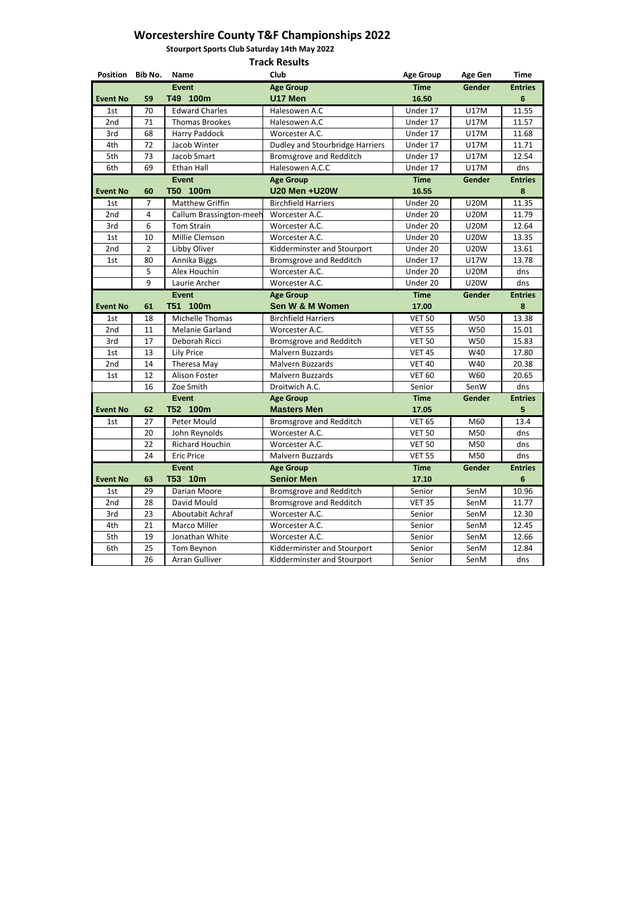# Worcestershire County T&F Championships 2022

**Stourport Sports Club Saturday 14th May 2022**

**Track Results**

| Position | Bib No. | Name | Club | Age Group | Age Gen | Time |
|---|---|---|---|---|---|---|
| | | **Event** | **Age Group** | **Time** | **Gender** | **Entries** |
| **Event No** | **59** | **T49 100m** | **U17 Men** | **16.50** | | **6** |
| 1st | 70 | Edward Charles | Halesowen A.C | Under 17 | U17M | 11.55 |
| 2nd | 71 | Thomas Brookes | Halesowen A.C | Under 17 | U17M | 11.57 |
| 3rd | 68 | Harry Paddock | Worcester A.C. | Under 17 | U17M | 11.68 |
| 4th | 72 | Jacob Winter | Dudley and Stourbridge Harriers | Under 17 | U17M | 11.71 |
| 5th | 73 | Jacob Smart | Bromsgrove and Redditch | Under 17 | U17M | 12.54 |
| 6th | 69 | Ethan Hall | Halesowen A.C.C | Under 17 | U17M | dns |
| | | **Event** | **Age Group** | **Time** | **Gender** | **Entries** |
| **Event No** | **60** | **T50 100m** | **U20 Men +U20W** | **16.55** | | **8** |
| 1st | 7 | Matthew Griffin | Birchfield Harriers | Under 20 | U20M | 11.35 |
| 2nd | 4 | Callum Brassington-meeh | Worcester A.C. | Under 20 | U20M | 11.79 |
| 3rd | 6 | Tom Strain | Worcester A.C. | Under 20 | U20M | 12.64 |
| 1st | 10 | Millie Clemson | Worcester A.C. | Under 20 | U20W | 13.35 |
| 2nd | 2 | Libby Oliver | Kidderminster and Stourport | Under 20 | U20W | 13.61 |
| 1st | 80 | Annika Biggs | Bromsgrove and Redditch | Under 17 | U17W | 13.78 |
| | 5 | Alex Houchin | Worcester A.C. | Under 20 | U20M | dns |
| | 9 | Laurie Archer | Worcester A.C. | Under 20 | U20W | dns |
| | | **Event** | **Age Group** | **Time** | **Gender** | **Entries** |
| **Event No** | **61** | **T51 100m** | **Sen W & M Women** | **17.00** | | **8** |
| 1st | 18 | Michelle Thomas | Birchfield Harriers | VET 50 | W50 | 13.38 |
| 2nd | 11 | Melanie Garland | Worcester A.C. | VET 55 | W50 | 15.01 |
| 3rd | 17 | Deborah Ricci | Bromsgrove and Redditch | VET 50 | W50 | 15.83 |
| 1st | 13 | Lily Price | Malvern Buzzards | VET 45 | W40 | 17.80 |
| 2nd | 14 | Theresa May | Malvern Buzzards | VET 40 | W40 | 20.38 |
| 1st | 12 | Alison Foster | Malvern Buzzards | VET 60 | W60 | 20.65 |
| | 16 | Zoe Smith | Droitwich A.C. | Senior | SenW | dns |
| | | **Event** | **Age Group** | **Time** | **Gender** | **Entries** |
| **Event No** | **62** | **T52 100m** | **Masters Men** | **17.05** | | **5** |
| 1st | 27 | Peter Mould | Bromsgrove and Redditch | VET 65 | M60 | 13.4 |
| | 20 | John Reynolds | Worcester A.C. | VET 50 | M50 | dns |
| | 22 | Richard Houchin | Worcester A.C. | VET 50 | M50 | dns |
| | 24 | Eric Price | Malvern Buzzards | VET 55 | M50 | dns |
| | | **Event** | **Age Group** | **Time** | **Gender** | **Entries** |
| **Event No** | **63** | **T53 10m** | **Senior Men** | **17.10** | | **6** |
| 1st | 29 | Darian Moore | Bromsgrove and Redditch | Senior | SenM | 10.96 |
| 2nd | 28 | David Mould | Bromsgrove and Redditch | VET 35 | SenM | 11.77 |
| 3rd | 23 | Aboutabit Achraf | Worcester A.C. | Senior | SenM | 12.30 |
| 4th | 21 | Marco Miller | Worcester A.C. | Senior | SenM | 12.45 |
| 5th | 19 | Jonathan White | Worcester A.C. | Senior | SenM | 12.66 |
| 6th | 25 | Tom Beynon | Kidderminster and Stourport | Senior | SenM | 12.84 |
| | 26 | Arran Gulliver | Kidderminster and Stourport | Senior | SenM | dns |